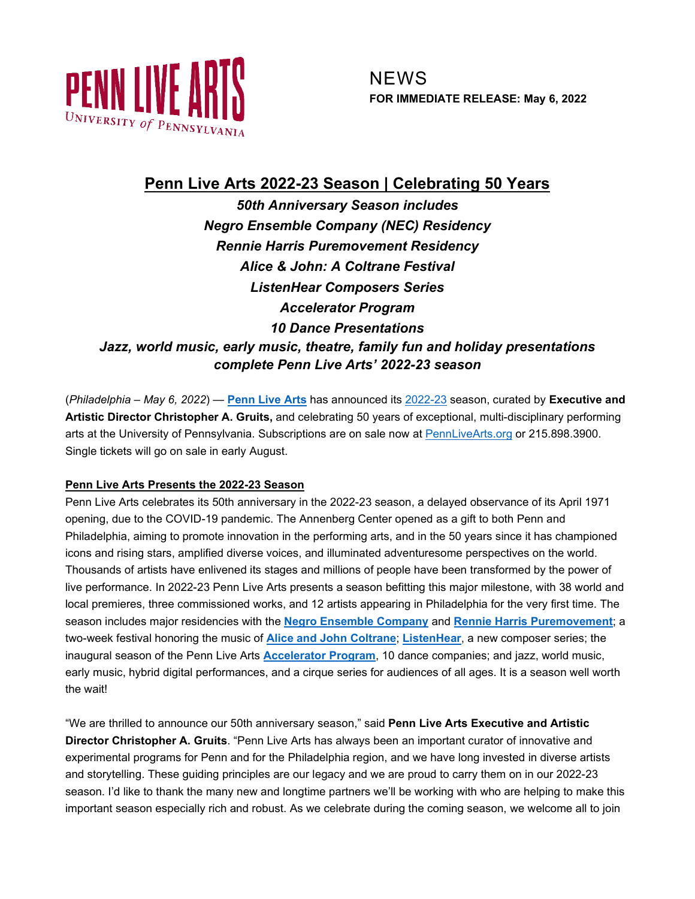PENN LIVE ARTS
UNIVERSITY of PENNSYLVANIA

NEWS
**FOR IMMEDIATE RELEASE: May 6, 2022**

# Penn Live Arts 2022-23 Season | Celebrating 50 Years

***50th Anniversary Season includes***
***Negro Ensemble Company (NEC) Residency***
***Rennie Harris Puremovement Residency***
***Alice & John: A Coltrane Festival***
***ListenHear Composers Series***
***Accelerator Program***
***10 Dance Presentations***
***Jazz, world music, early music, theatre, family fun and holiday presentations complete Penn Live Arts' 2022-23 season***

(*Philadelphia – May 6, 2022*) — **Penn Live Arts** has announced its 2022-23 season, curated by **Executive and Artistic Director Christopher A. Gruits,** and celebrating 50 years of exceptional, multi-disciplinary performing arts at the University of Pennsylvania. Subscriptions are on sale now at PennLiveArts.org or 215.898.3900. Single tickets will go on sale in early August.

## Penn Live Arts Presents the 2022-23 Season

Penn Live Arts celebrates its 50th anniversary in the 2022-23 season, a delayed observance of its April 1971 opening, due to the COVID-19 pandemic. The Annenberg Center opened as a gift to both Penn and Philadelphia, aiming to promote innovation in the performing arts, and in the 50 years since it has championed icons and rising stars, amplified diverse voices, and illuminated adventuresome perspectives on the world. Thousands of artists have enlivened its stages and millions of people have been transformed by the power of live performance. In 2022-23 Penn Live Arts presents a season befitting this major milestone, with 38 world and local premieres, three commissioned works, and 12 artists appearing in Philadelphia for the very first time. The season includes major residencies with the **Negro Ensemble Company** and **Rennie Harris Puremovement**; a two-week festival honoring the music of **Alice and John Coltrane**; **ListenHear**, a new composer series; the inaugural season of the Penn Live Arts **Accelerator Program**, 10 dance companies; and jazz, world music, early music, hybrid digital performances, and a cirque series for audiences of all ages. It is a season well worth the wait!

"We are thrilled to announce our 50th anniversary season," said **Penn Live Arts Executive and Artistic Director Christopher A. Gruits**. "Penn Live Arts has always been an important curator of innovative and experimental programs for Penn and for the Philadelphia region, and we have long invested in diverse artists and storytelling. These guiding principles are our legacy and we are proud to carry them on in our 2022-23 season. I'd like to thank the many new and longtime partners we'll be working with who are helping to make this important season especially rich and robust. As we celebrate during the coming season, we welcome all to join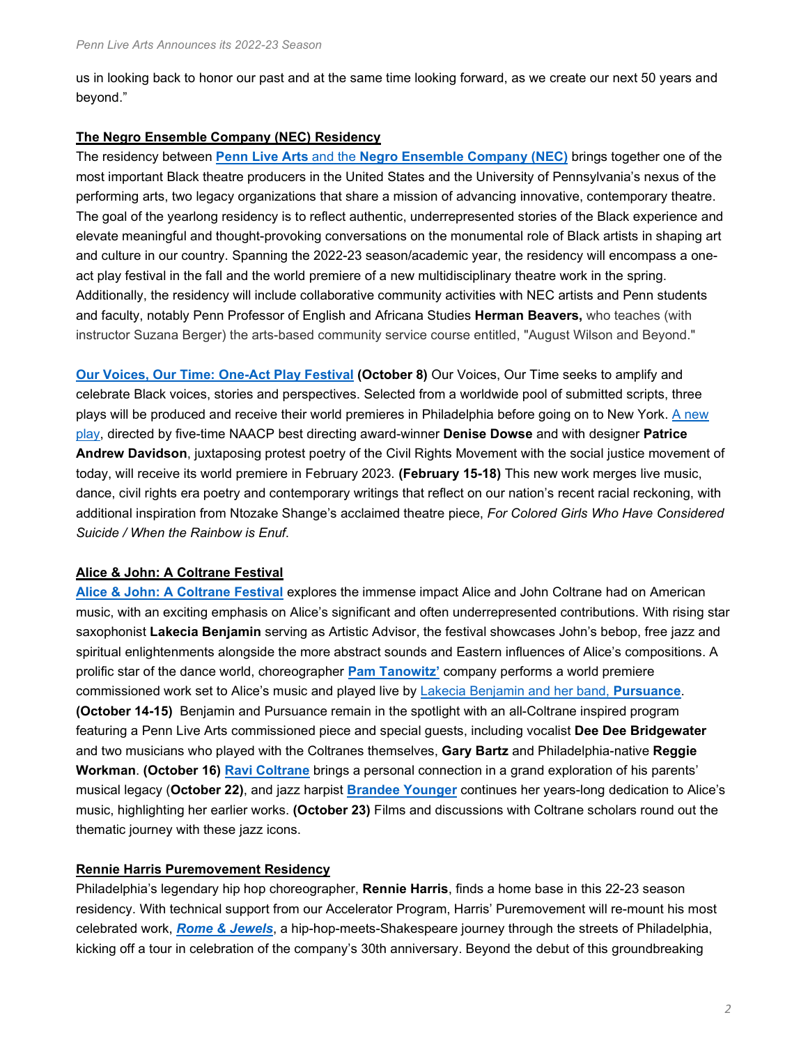us in looking back to honor our past and at the same time looking forward, as we create our next 50 years and beyond."

**The Negro Ensemble Company (NEC) Residency**

The residency between **Penn Live Arts** and the **Negro Ensemble Company (NEC)** brings together one of the most important Black theatre producers in the United States and the University of Pennsylvania's nexus of the performing arts, two legacy organizations that share a mission of advancing innovative, contemporary theatre. The goal of the yearlong residency is to reflect authentic, underrepresented stories of the Black experience and elevate meaningful and thought-provoking conversations on the monumental role of Black artists in shaping art and culture in our country. Spanning the 2022-23 season/academic year, the residency will encompass a one-act play festival in the fall and the world premiere of a new multidisciplinary theatre work in the spring. Additionally, the residency will include collaborative community activities with NEC artists and Penn students and faculty, notably Penn Professor of English and Africana Studies **Herman Beavers,** who teaches (with instructor Suzana Berger) the arts-based community service course entitled, "August Wilson and Beyond."

**Our Voices, Our Time: One-Act Play Festival** **(October 8)** Our Voices, Our Time seeks to amplify and celebrate Black voices, stories and perspectives. Selected from a worldwide pool of submitted scripts, three plays will be produced and receive their world premieres in Philadelphia before going on to New York. A new play, directed by five-time NAACP best directing award-winner **Denise Dowse** and with designer **Patrice Andrew Davidson**, juxtaposing protest poetry of the Civil Rights Movement with the social justice movement of today, will receive its world premiere in February 2023. **(February 15-18)** This new work merges live music, dance, civil rights era poetry and contemporary writings that reflect on our nation's recent racial reckoning, with additional inspiration from Ntozake Shange's acclaimed theatre piece, *For Colored Girls Who Have Considered Suicide / When the Rainbow is Enuf*.

**Alice & John: A Coltrane Festival**

**Alice & John: A Coltrane Festival** explores the immense impact Alice and John Coltrane had on American music, with an exciting emphasis on Alice's significant and often underrepresented contributions. With rising star saxophonist **Lakecia Benjamin** serving as Artistic Advisor, the festival showcases John's bebop, free jazz and spiritual enlightenments alongside the more abstract sounds and Eastern influences of Alice's compositions. A prolific star of the dance world, choreographer **Pam Tanowitz'** company performs a world premiere commissioned work set to Alice's music and played live by Lakecia Benjamin and her band, **Pursuance**. **(October 14-15)** Benjamin and Pursuance remain in the spotlight with an all-Coltrane inspired program featuring a Penn Live Arts commissioned piece and special guests, including vocalist **Dee Dee Bridgewater** and two musicians who played with the Coltranes themselves, **Gary Bartz** and Philadelphia-native **Reggie Workman**. **(October 16)** **Ravi Coltrane** brings a personal connection in a grand exploration of his parents' musical legacy (**October 22**), and jazz harpist **Brandee Younger** continues her years-long dedication to Alice's music, highlighting her earlier works. **(October 23)** Films and discussions with Coltrane scholars round out the thematic journey with these jazz icons.

**Rennie Harris Puremovement Residency**

Philadelphia's legendary hip hop choreographer, **Rennie Harris**, finds a home base in this 22-23 season residency. With technical support from our Accelerator Program, Harris' Puremovement will re-mount his most celebrated work, ***Rome & Jewels***, a hip-hop-meets-Shakespeare journey through the streets of Philadelphia, kicking off a tour in celebration of the company's 30th anniversary. Beyond the debut of this groundbreaking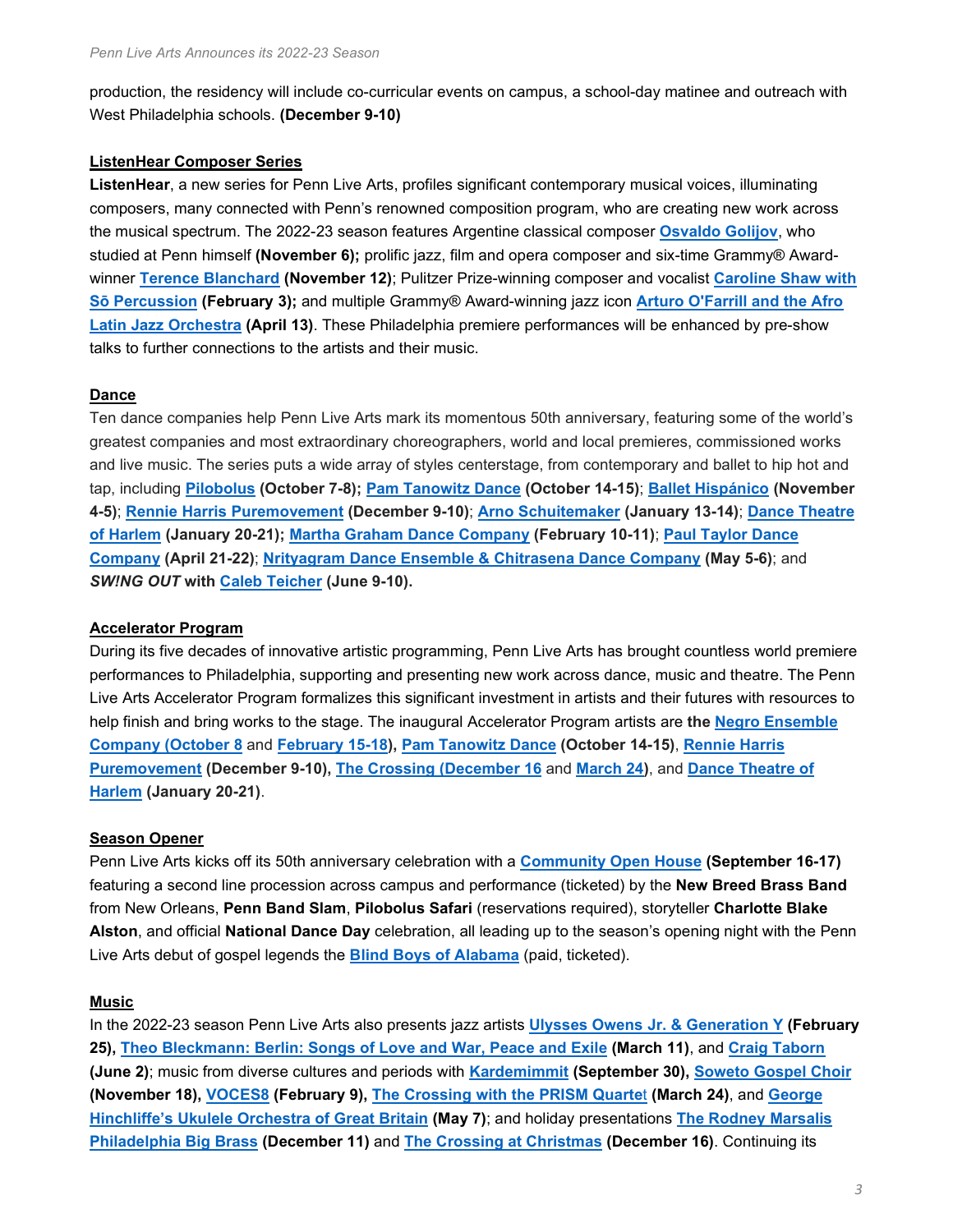production, the residency will include co-curricular events on campus, a school-day matinee and outreach with West Philadelphia schools. **(December 9-10)**

## ListenHear Composer Series

**ListenHear**, a new series for Penn Live Arts, profiles significant contemporary musical voices, illuminating composers, many connected with Penn's renowned composition program, who are creating new work across the musical spectrum. The 2022-23 season features Argentine classical composer **Osvaldo Golijov**, who studied at Penn himself **(November 6);** prolific jazz, film and opera composer and six-time Grammy® Award-winner **Terence Blanchard (November 12)**; Pulitzer Prize-winning composer and vocalist **Caroline Shaw with Sō Percussion (February 3);** and multiple Grammy® Award-winning jazz icon **Arturo O'Farrill and the Afro Latin Jazz Orchestra (April 13)**. These Philadelphia premiere performances will be enhanced by pre-show talks to further connections to the artists and their music.

## Dance

Ten dance companies help Penn Live Arts mark its momentous 50th anniversary, featuring some of the world's greatest companies and most extraordinary choreographers, world and local premieres, commissioned works and live music. The series puts a wide array of styles centerstage, from contemporary and ballet to hip hot and tap, including **Pilobolus (October 7-8); Pam Tanowitz Dance (October 14-15)**; **Ballet Hispánico (November 4-5)**; **Rennie Harris Puremovement (December 9-10)**; **Arno Schuitemaker (January 13-14)**; **Dance Theatre of Harlem (January 20-21); Martha Graham Dance Company (February 10-11)**; **Paul Taylor Dance Company (April 21-22)**; **Nrityagram Dance Ensemble & Chitrasena Dance Company (May 5-6)**; and ***SW!NG OUT* with Caleb Teicher (June 9-10).**

## Accelerator Program

During its five decades of innovative artistic programming, Penn Live Arts has brought countless world premiere performances to Philadelphia, supporting and presenting new work across dance, music and theatre. The Penn Live Arts Accelerator Program formalizes this significant investment in artists and their futures with resources to help finish and bring works to the stage. The inaugural Accelerator Program artists are **the Negro Ensemble Company (October 8 and February 15-18), Pam Tanowitz Dance (October 14-15)**, **Rennie Harris Puremovement (December 9-10), The Crossing (December 16 and March 24)**, and **Dance Theatre of Harlem (January 20-21)**.

## Season Opener

Penn Live Arts kicks off its 50th anniversary celebration with a **Community Open House (September 16-17)** featuring a second line procession across campus and performance (ticketed) by the **New Breed Brass Band** from New Orleans, **Penn Band Slam**, **Pilobolus Safari** (reservations required), storyteller **Charlotte Blake Alston**, and official **National Dance Day** celebration, all leading up to the season's opening night with the Penn Live Arts debut of gospel legends the **Blind Boys of Alabama** (paid, ticketed).

## Music

In the 2022-23 season Penn Live Arts also presents jazz artists **Ulysses Owens Jr. & Generation Y (February 25), Theo Bleckmann: Berlin: Songs of Love and War, Peace and Exile (March 11)**, and **Craig Taborn (June 2)**; music from diverse cultures and periods with **Kardemimmit (September 30), Soweto Gospel Choir (November 18), VOCES8 (February 9), The Crossing with the PRISM Quartet (March 24)**, and **George Hinchliffe's Ukulele Orchestra of Great Britain (May 7)**; and holiday presentations **The Rodney Marsalis Philadelphia Big Brass (December 11)** and **The Crossing at Christmas (December 16)**. Continuing its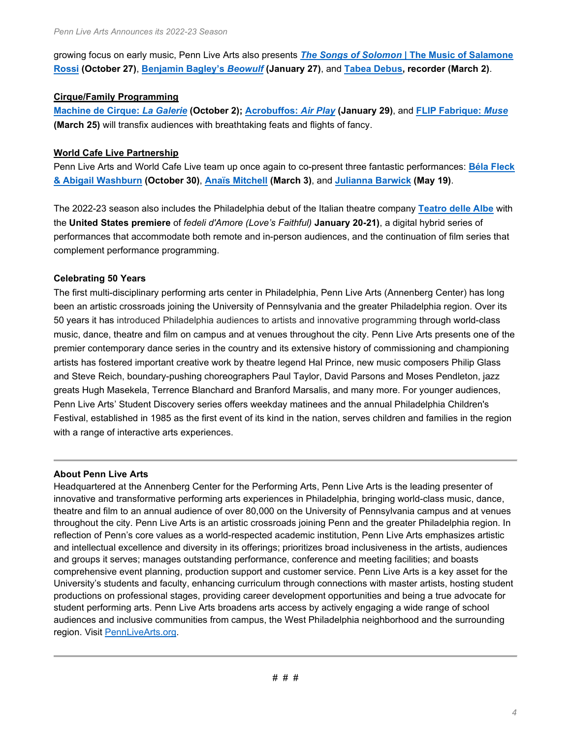growing focus on early music, Penn Live Arts also presents ***The Songs of Solomon* | The Music of Salamone Rossi** **(October 27)**, **Benjamin Bagley's *Beowulf*** **(January 27)**, and **Tabea Debus, recorder (March 2)**.

**Cirque/Family Programming**

**Machine de Cirque: *La Galerie*** **(October 2); Acrobuffos: *Air Play*** **(January 29)**, and **FLIP Fabrique: *Muse*** **(March 25)** will transfix audiences with breathtaking feats and flights of fancy.

**World Cafe Live Partnership**

Penn Live Arts and World Cafe Live team up once again to co-present three fantastic performances: **Béla Fleck & Abigail Washburn** **(October 30)**, **Anaïs Mitchell** **(March 3)**, and **Julianna Barwick** **(May 19)**.

The 2022-23 season also includes the Philadelphia debut of the Italian theatre company **Teatro delle Albe** with the **United States premiere** of *fedeli d'Amore (Love's Faithful)* **January 20-21)**, a digital hybrid series of performances that accommodate both remote and in-person audiences, and the continuation of film series that complement performance programming.

**Celebrating 50 Years**

The first multi-disciplinary performing arts center in Philadelphia, Penn Live Arts (Annenberg Center) has long been an artistic crossroads joining the University of Pennsylvania and the greater Philadelphia region. Over its 50 years it has introduced Philadelphia audiences to artists and innovative programming through world-class music, dance, theatre and film on campus and at venues throughout the city. Penn Live Arts presents one of the premier contemporary dance series in the country and its extensive history of commissioning and championing artists has fostered important creative work by theatre legend Hal Prince, new music composers Philip Glass and Steve Reich, boundary-pushing choreographers Paul Taylor, David Parsons and Moses Pendleton, jazz greats Hugh Masekela, Terrence Blanchard and Branford Marsalis, and many more. For younger audiences, Penn Live Arts' Student Discovery series offers weekday matinees and the annual Philadelphia Children's Festival, established in 1985 as the first event of its kind in the nation, serves children and families in the region with a range of interactive arts experiences.

---

**About Penn Live Arts**

Headquartered at the Annenberg Center for the Performing Arts, Penn Live Arts is the leading presenter of innovative and transformative performing arts experiences in Philadelphia, bringing world-class music, dance, theatre and film to an annual audience of over 80,000 on the University of Pennsylvania campus and at venues throughout the city. Penn Live Arts is an artistic crossroads joining Penn and the greater Philadelphia region. In reflection of Penn's core values as a world-respected academic institution, Penn Live Arts emphasizes artistic and intellectual excellence and diversity in its offerings; prioritizes broad inclusiveness in the artists, audiences and groups it serves; manages outstanding performance, conference and meeting facilities; and boasts comprehensive event planning, production support and customer service. Penn Live Arts is a key asset for the University's students and faculty, enhancing curriculum through connections with master artists, hosting student productions on professional stages, providing career development opportunities and being a true advocate for student performing arts. Penn Live Arts broadens arts access by actively engaging a wide range of school audiences and inclusive communities from campus, the West Philadelphia neighborhood and the surrounding region. Visit PennLiveArts.org.

---

# # #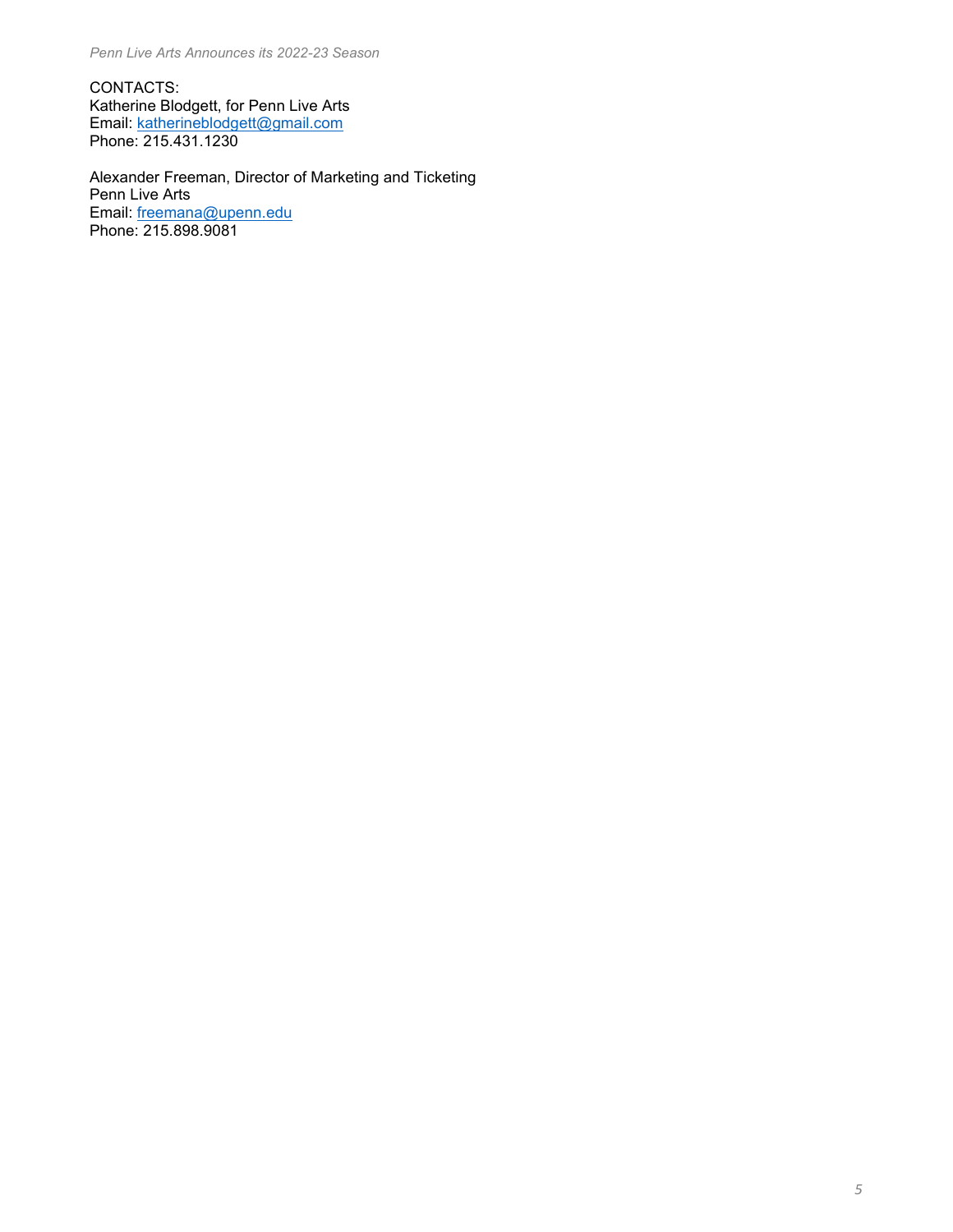CONTACTS:
Katherine Blodgett, for Penn Live Arts
Email: katherineblodgett@gmail.com
Phone: 215.431.1230

Alexander Freeman, Director of Marketing and Ticketing
Penn Live Arts
Email: freemana@upenn.edu
Phone: 215.898.9081